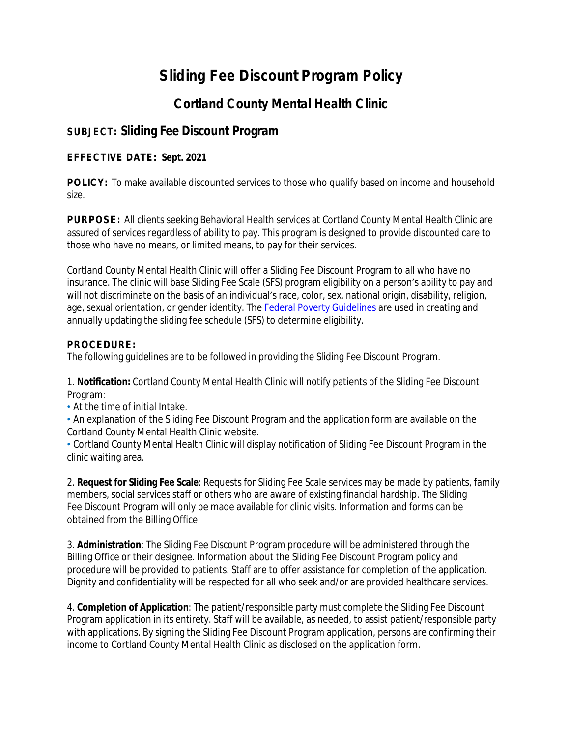# Sliding Fee Discount Program Policy

## Cortland County Mental Health Clinic

### SUBJECT: Sliding Fee Discount Program

**EFFECTIVE DATE: Sept. 2021**

**POLICY:** To make available discounted services to those who qualify based on income and household size.

**PURPOSE:** All clients seeking Behavioral Health services at Cortland County Mental Health Clinic are assured of services regardless of ability to pay. This program is designed to provide discounted care to those who have no means, or limited means, to pay for their services.

Cortland County Mental Health Clinic will offer a Sliding Fee Discount Program to all who have no insurance. The clinic will base Sliding Fee Scale (SFS) program eligibility on a person's ability to pay and will not discriminate on the basis of an individual's race, color, sex, national origin, disability, religion, age, sexual orientation, or gender identity. The Federal Poverty Guidelines are used in creating and annually updating the sliding fee schedule (SFS) to determine eligibility.

**PROCEDURE:**

The following guidelines are to be followed in providing the Sliding Fee Discount Program.

1. **Notification:** Cortland County Mental Health Clinic will notify patients of the Sliding Fee Discount Program:

- At the time of initial Intake.
- An explanation of the Sliding Fee Discount Program and the application form are available on the Cortland County Mental Health Clinic website.
- Cortland County Mental Health Clinic will display notification of Sliding Fee Discount Program in the clinic waiting area.

2. **Request for Sliding Fee Scale**: Requests for Sliding Fee Scale services may be made by patients, family members, social services staff or others who are aware of existing financial hardship. The Sliding Fee Discount Program will only be made available for clinic visits. Information and forms can be obtained from the Billing Office.

3. **Administration**: The Sliding Fee Discount Program procedure will be administered through the Billing Office or their designee. Information about the Sliding Fee Discount Program policy and procedure will be provided to patients. Staff are to offer assistance for completion of the application. Dignity and confidentiality will be respected for all who seek and/or are provided healthcare services.

4. **Completion of Application**: The patient/responsible party must complete the Sliding Fee Discount Program application in its entirety. Staff will be available, as needed, to assist patient/responsible party with applications. By signing the Sliding Fee Discount Program application, persons are confirming their income to Cortland County Mental Health Clinic as disclosed on the application form.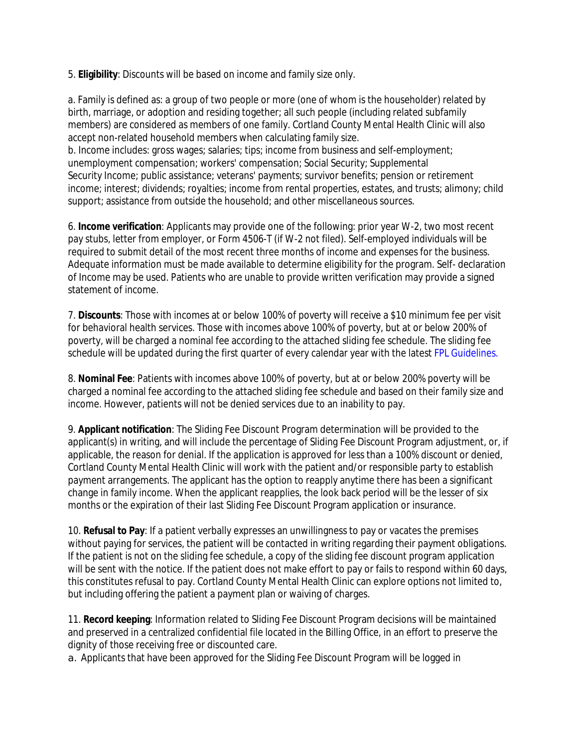5. **Eligibility**: Discounts will be based on income and family size only.

a. Family is defined as: a group of two people or more (one of whom is the householder) related by birth, marriage, or adoption and residing together; all such people (including related subfamily members) are considered as members of one family. Cortland County Mental Health Clinic will also accept non-related household members when calculating family size.
b. Income includes: gross wages; salaries; tips; income from business and self-employment; unemployment compensation; workers' compensation; Social Security; Supplemental Security Income; public assistance; veterans' payments; survivor benefits; pension or retirement income; interest; dividends; royalties; income from rental properties, estates, and trusts; alimony; child support; assistance from outside the household; and other miscellaneous sources.

6. **Income verification**: Applicants may provide one of the following: prior year W-2, two most recent pay stubs, letter from employer, or Form 4506-T (if W-2 not filed). Self-employed individuals will be required to submit detail of the most recent three months of income and expenses for the business. Adequate information must be made available to determine eligibility for the program. Self- declaration of Income may be used. Patients who are unable to provide written verification may provide a signed statement of income.

7. **Discounts**: Those with incomes at or below 100% of poverty will receive a $10 minimum fee per visit for behavioral health services. Those with incomes above 100% of poverty, but at or below 200% of poverty, will be charged a nominal fee according to the attached sliding fee schedule. The sliding fee schedule will be updated during the first quarter of every calendar year with the latest FPL Guidelines.

8. **Nominal Fee**: Patients with incomes above 100% of poverty, but at or below 200% poverty will be charged a nominal fee according to the attached sliding fee schedule and based on their family size and income. However, patients will not be denied services due to an inability to pay.

9. **Applicant notification**: The Sliding Fee Discount Program determination will be provided to the applicant(s) in writing, and will include the percentage of Sliding Fee Discount Program adjustment, or, if applicable, the reason for denial. If the application is approved for less than a 100% discount or denied, Cortland County Mental Health Clinic will work with the patient and/or responsible party to establish payment arrangements. The applicant has the option to reapply anytime there has been a significant change in family income. When the applicant reapplies, the look back period will be the lesser of six months or the expiration of their last Sliding Fee Discount Program application or insurance.

10. **Refusal to Pay**: If a patient verbally expresses an unwillingness to pay or vacates the premises without paying for services, the patient will be contacted in writing regarding their payment obligations. If the patient is not on the sliding fee schedule, a copy of the sliding fee discount program application will be sent with the notice. If the patient does not make effort to pay or fails to respond within 60 days, this constitutes refusal to pay. Cortland County Mental Health Clinic can explore options not limited to, but including offering the patient a payment plan or waiving of charges.

11. **Record keeping**: Information related to Sliding Fee Discount Program decisions will be maintained and preserved in a centralized confidential file located in the Billing Office, in an effort to preserve the dignity of those receiving free or discounted care.
a. Applicants that have been approved for the Sliding Fee Discount Program will be logged in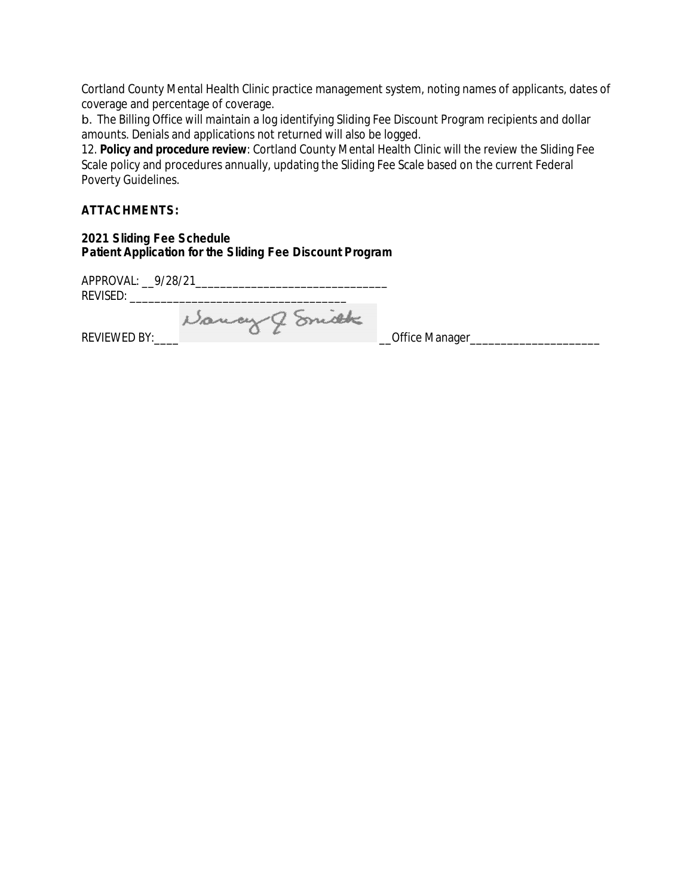Cortland County Mental Health Clinic practice management system, noting names of applicants, dates of coverage and percentage of coverage.

b. The Billing Office will maintain a log identifying Sliding Fee Discount Program recipients and dollar amounts. Denials and applications not returned will also be logged.

12. **Policy and procedure review**: Cortland County Mental Health Clinic will the review the Sliding Fee Scale policy and procedures annually, updating the Sliding Fee Scale based on the current Federal Poverty Guidelines.

**ATTACHMENTS:**

**2021 Sliding Fee Schedule**
**Patient Application for the Sliding Fee Discount Program**

APPROVAL: __9/28/21_______________________________
REVISED: __________________________________

REVIEWED BY:____ Nancy J Smith __Office Manager____________________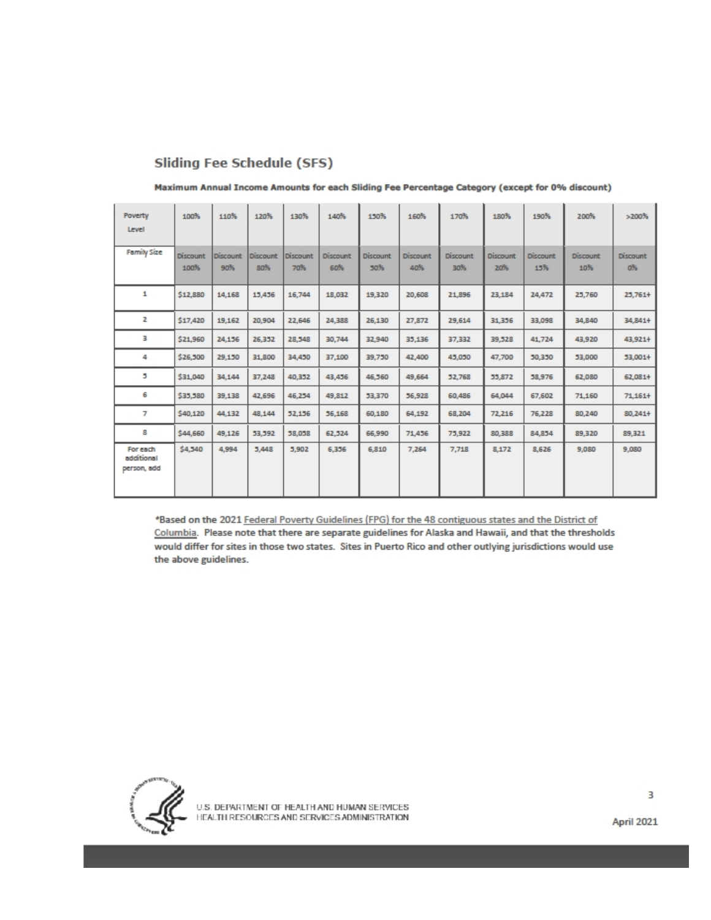## Sliding Fee Schedule (SFS)

**Maximum Annual Income Amounts for each Sliding Fee Percentage Category (except for 0% discount)**

| Poverty Level | 100% | 110% | 120% | 130% | 140% | 150% | 160% | 170% | 180% | 190% | 200% | >200% |
|---|---|---|---|---|---|---|---|---|---|---|---|---|
| Family Size | Discount 100% | Discount 90% | Discount 80% | Discount 70% | Discount 60% | Discount 50% | Discount 40% | Discount 30% | Discount 20% | Discount 15% | Discount 10% | Discount 0% |
| 1 | $12,880 | 14,168 | 15,456 | 16,744 | 18,032 | 19,320 | 20,608 | 21,896 | 23,184 | 24,472 | 25,760 | 25,761+ |
| 2 | $17,420 | 19,162 | 20,904 | 22,646 | 24,388 | 26,130 | 27,872 | 29,614 | 31,356 | 33,098 | 34,840 | 34,841+ |
| 3 | $21,960 | 24,156 | 26,352 | 28,548 | 30,744 | 32,940 | 35,136 | 37,332 | 39,528 | 41,724 | 43,920 | 43,921+ |
| 4 | $26,500 | 29,150 | 31,800 | 34,450 | 37,100 | 39,750 | 42,400 | 45,050 | 47,700 | 50,350 | 53,000 | 53,001+ |
| 5 | $31,040 | 34,144 | 37,248 | 40,352 | 43,456 | 46,560 | 49,664 | 52,768 | 55,872 | 58,976 | 62,080 | 62,081+ |
| 6 | $35,580 | 39,138 | 42,696 | 46,254 | 49,812 | 53,370 | 56,928 | 60,486 | 64,044 | 67,602 | 71,160 | 71,161+ |
| 7 | $40,120 | 44,132 | 48,144 | 52,156 | 56,168 | 60,180 | 64,192 | 68,204 | 72,216 | 76,228 | 80,240 | 80,241+ |
| 8 | $44,660 | 49,126 | 53,592 | 58,058 | 62,524 | 66,990 | 71,456 | 75,922 | 80,388 | 84,854 | 89,320 | 89,321 |
| For each additional person, add | $4,540 | 4,994 | 5,448 | 5,902 | 6,356 | 6,810 | 7,264 | 7,718 | 8,172 | 8,626 | 9,080 | 9,080 |

*Based on the 2021 Federal Poverty Guidelines (FPG) for the 48 contiguous states and the District of Columbia. Please note that there are separate guidelines for Alaska and Hawaii, and that the thresholds would differ for sites in those two states. Sites in Puerto Rico and other outlying jurisdictions would use the above guidelines.

U.S. DEPARTMENT OF HEALTH AND HUMAN SERVICES
HEALTH RESOURCES AND SERVICES ADMINISTRATION

April 2021